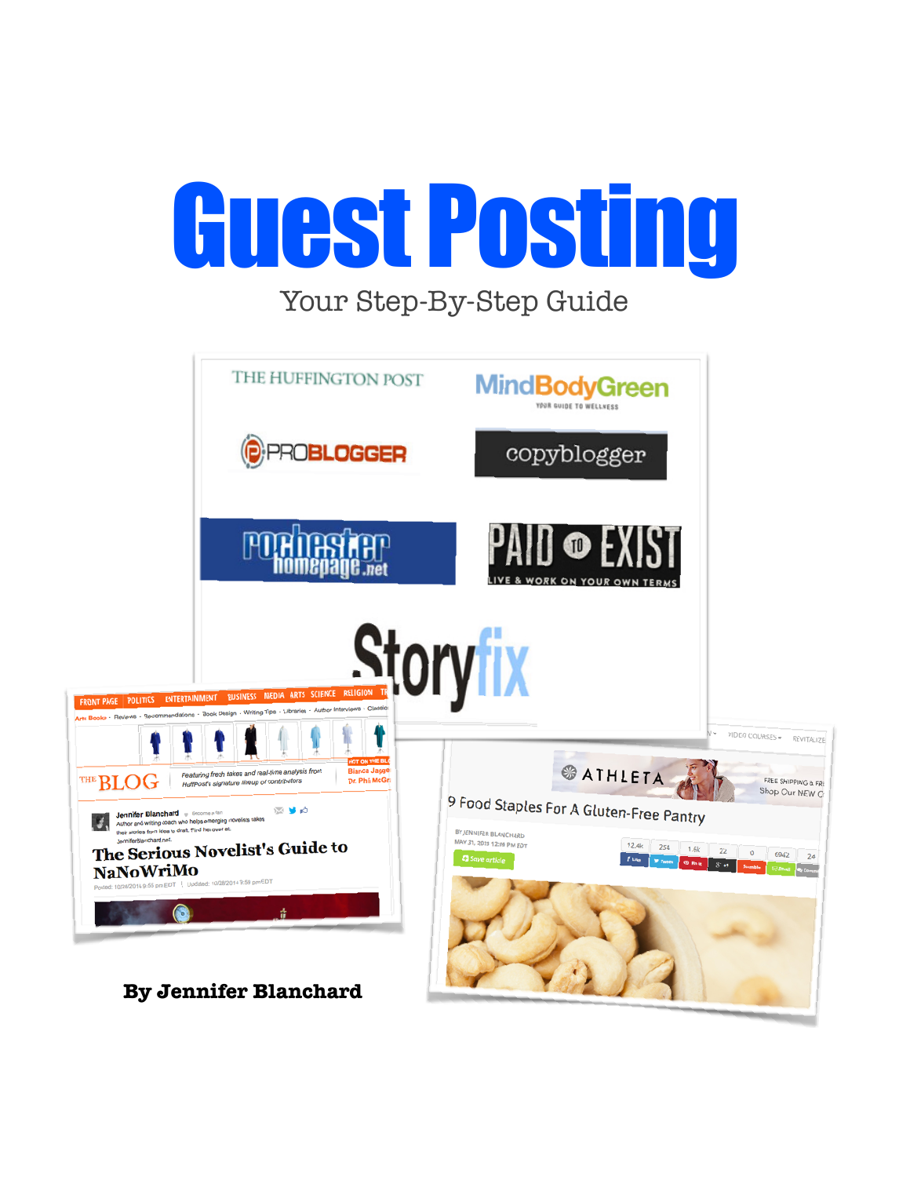# Guest Posting

Your Step-By-Step Guide

By Jennifer Blanchard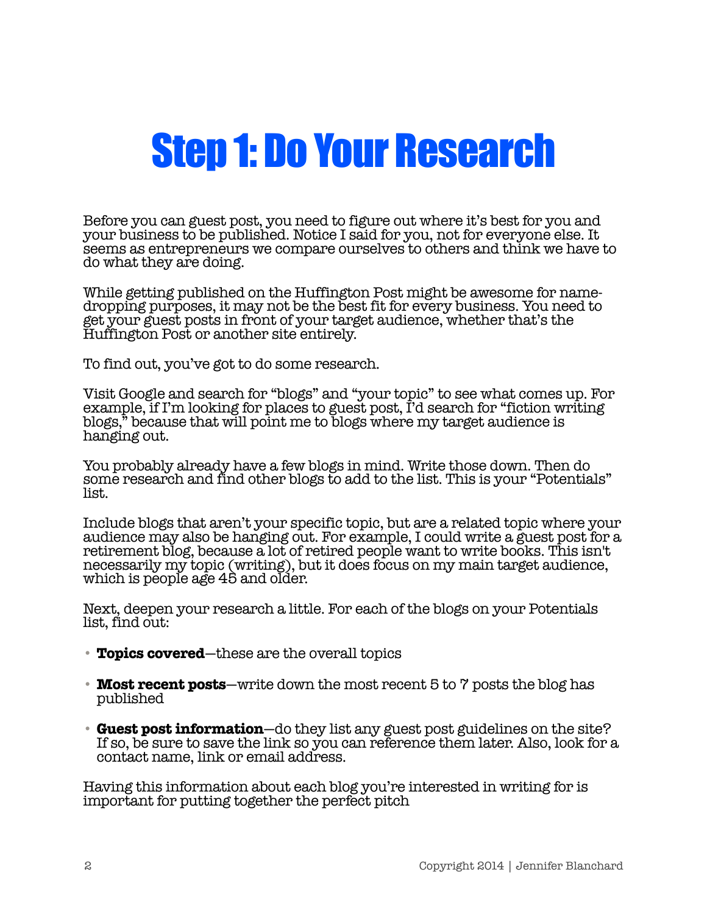# Step 1: Do Your Research

Before you can guest post, you need to figure out where it's best for you and your business to be published. Notice I said for you, not for everyone else. It seems as entrepreneurs we compare ourselves to others and think we have to do what they are doing.

While getting published on the Huffington Post might be awesome for name-dropping purposes, it may not be the best fit for every business. You need to get your guest posts in front of your target audience, whether that's the Huffington Post or another site entirely.

To find out, you've got to do some research.

Visit Google and search for "blogs" and "your topic" to see what comes up. For example, if I'm looking for places to guest post, I'd search for "fiction writing blogs," because that will point me to blogs where my target audience is hanging out.

You probably already have a few blogs in mind. Write those down. Then do some research and find other blogs to add to the list. This is your "Potentials" list.

Include blogs that aren't your specific topic, but are a related topic where your audience may also be hanging out. For example, I could write a guest post for a retirement blog, because a lot of retired people want to write books. This isn't necessarily my topic (writing), but it does focus on my main target audience, which is people age 45 and older.

Next, deepen your research a little. For each of the blogs on your Potentials list, find out:

- **Topics covered**—these are the overall topics
- **Most recent posts**—write down the most recent 5 to 7 posts the blog has published
- **Guest post information**—do they list any guest post guidelines on the site? If so, be sure to save the link so you can reference them later. Also, look for a contact name, link or email address.

Having this information about each blog you're interested in writing for is important for putting together the perfect pitch

Copyright 2014 | Jennifer Blanchard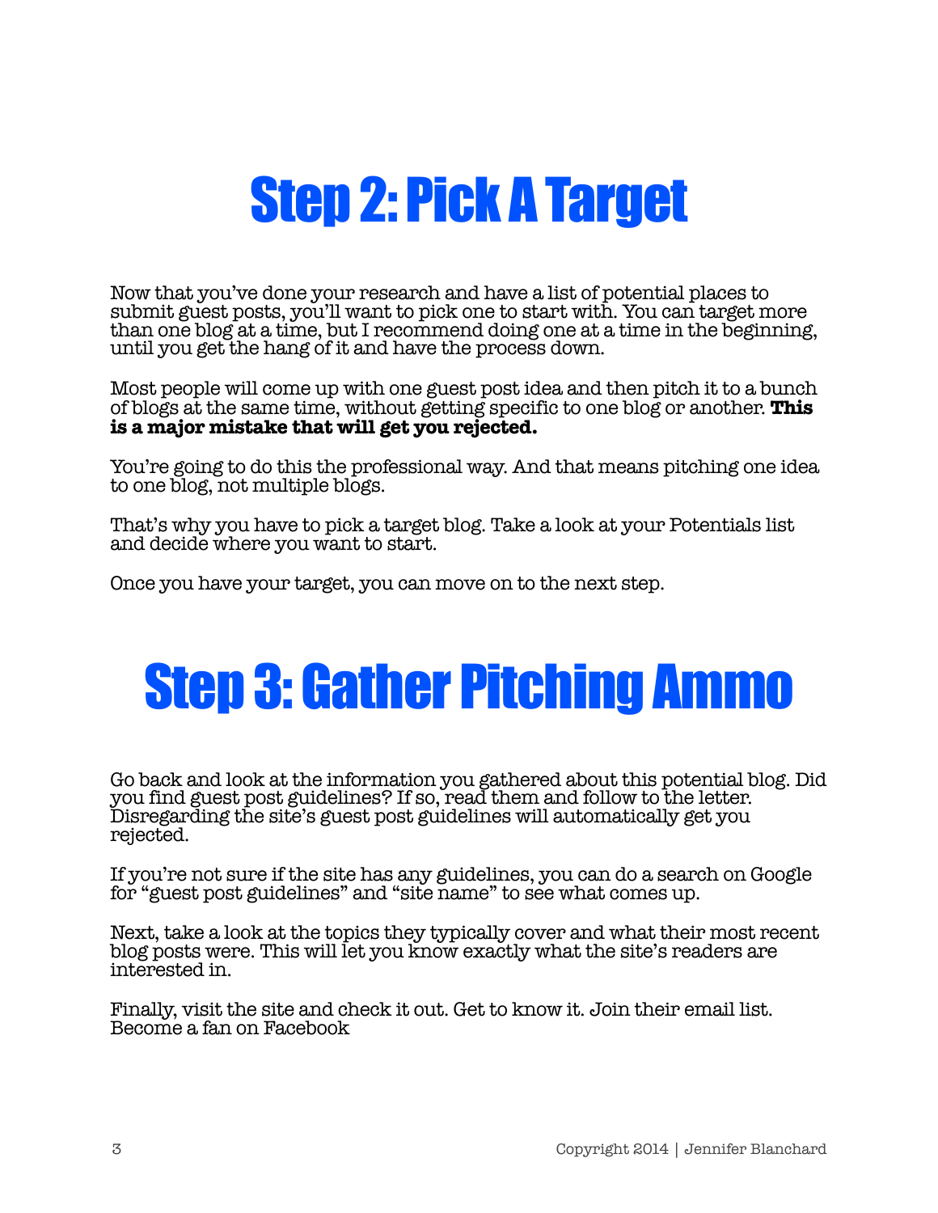# Step 2: Pick A Target

Now that you've done your research and have a list of potential places to submit guest posts, you'll want to pick one to start with. You can target more than one blog at a time, but I recommend doing one at a time in the beginning, until you get the hang of it and have the process down.

Most people will come up with one guest post idea and then pitch it to a bunch of blogs at the same time, without getting specific to one blog or another. **This is a major mistake that will get you rejected.**

You're going to do this the professional way. And that means pitching one idea to one blog, not multiple blogs.

That's why you have to pick a target blog. Take a look at your Potentials list and decide where you want to start.

Once you have your target, you can move on to the next step.

# Step 3: Gather Pitching Ammo

Go back and look at the information you gathered about this potential blog. Did you find guest post guidelines? If so, read them and follow to the letter. Disregarding the site's guest post guidelines will automatically get you rejected.

If you're not sure if the site has any guidelines, you can do a search on Google for "guest post guidelines" and "site name" to see what comes up.

Next, take a look at the topics they typically cover and what their most recent blog posts were. This will let you know exactly what the site's readers are interested in.

Finally, visit the site and check it out. Get to know it. Join their email list. Become a fan on Facebook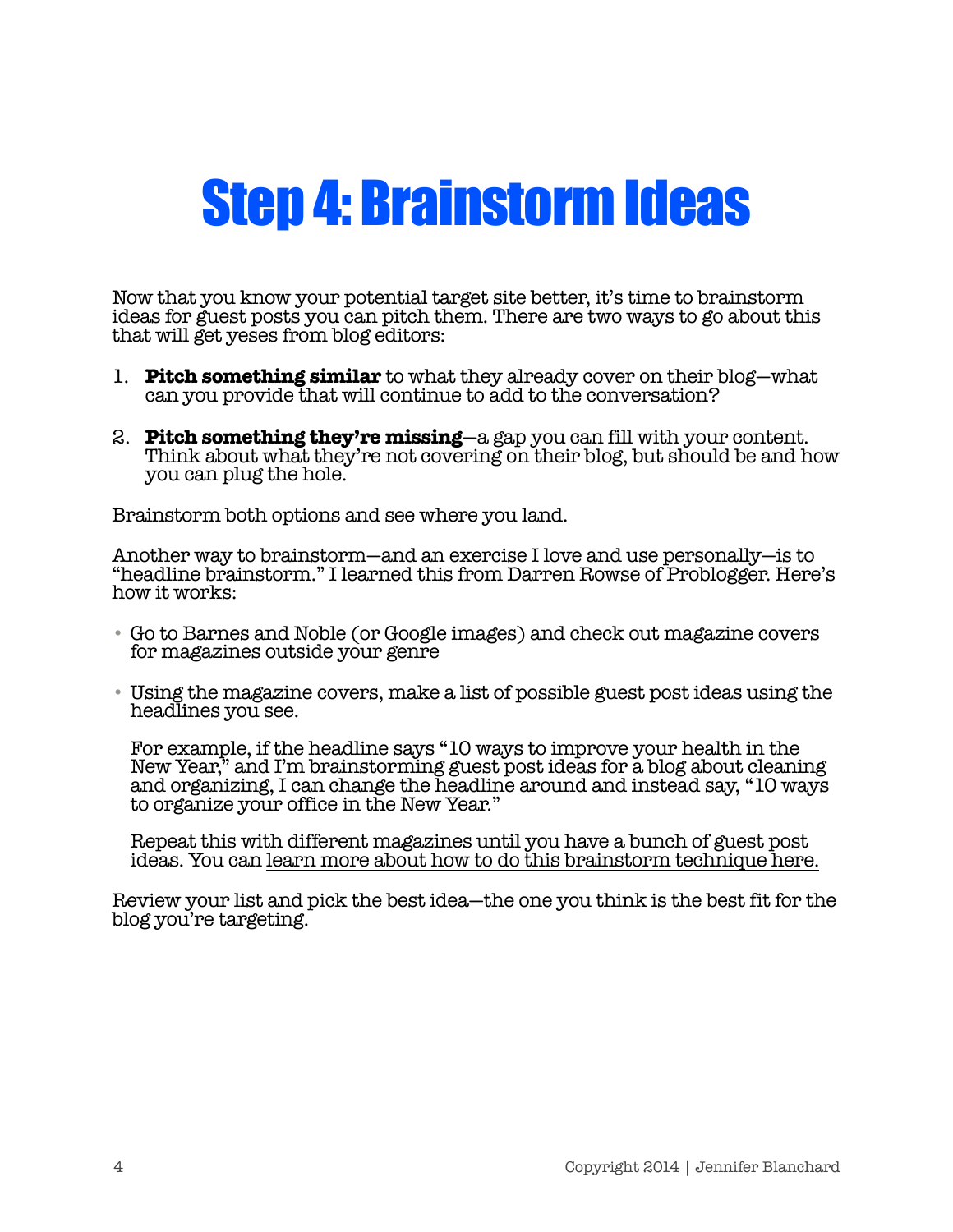# Step 4: Brainstorm Ideas

Now that you know your potential target site better, it's time to brainstorm ideas for guest posts you can pitch them. There are two ways to go about this that will get yeses from blog editors:

1. **Pitch something similar** to what they already cover on their blog—what can you provide that will continue to add to the conversation?

2. **Pitch something they're missing**—a gap you can fill with your content. Think about what they're not covering on their blog, but should be and how you can plug the hole.

Brainstorm both options and see where you land.

Another way to brainstorm—and an exercise I love and use personally—is to "headline brainstorm." I learned this from Darren Rowse of Problogger. Here's how it works:

- Go to Barnes and Noble (or Google images) and check out magazine covers for magazines outside your genre

- Using the magazine covers, make a list of possible guest post ideas using the headlines you see.

  For example, if the headline says "10 ways to improve your health in the New Year," and I'm brainstorming guest post ideas for a blog about cleaning and organizing, I can change the headline around and instead say, "10 ways to organize your office in the New Year."

  Repeat this with different magazines until you have a bunch of guest post ideas. You can learn more about how to do this brainstorm technique here.

Review your list and pick the best idea—the one you think is the best fit for the blog you're targeting.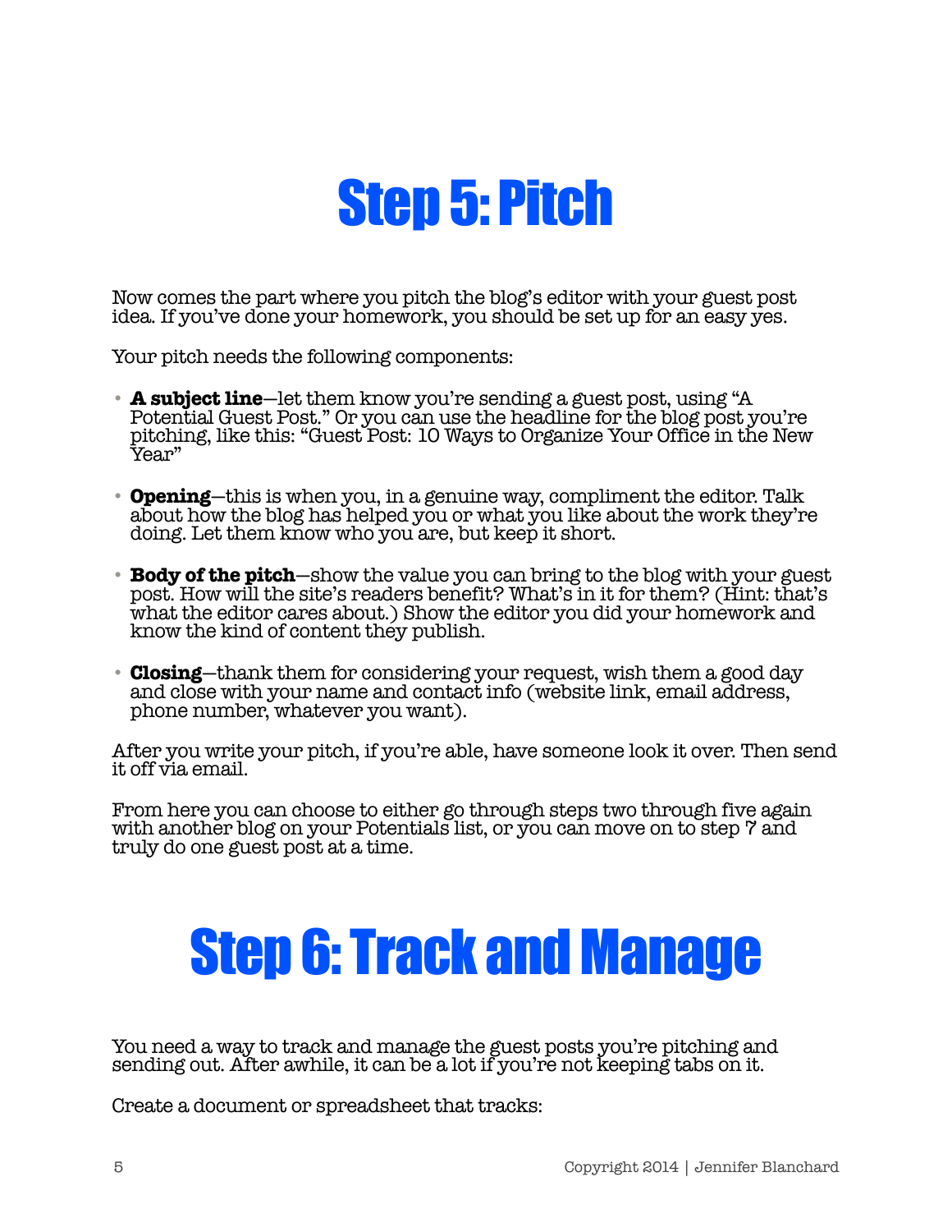# Step 5: Pitch

Now comes the part where you pitch the blog's editor with your guest post idea. If you've done your homework, you should be set up for an easy yes.

Your pitch needs the following components:

- **A subject line**—let them know you're sending a guest post, using "A Potential Guest Post." Or you can use the headline for the blog post you're pitching, like this: "Guest Post: 10 Ways to Organize Your Office in the New Year"

- **Opening**—this is when you, in a genuine way, compliment the editor. Talk about how the blog has helped you or what you like about the work they're doing. Let them know who you are, but keep it short.

- **Body of the pitch**—show the value you can bring to the blog with your guest post. How will the site's readers benefit? What's in it for them? (Hint: that's what the editor cares about.) Show the editor you did your homework and know the kind of content they publish.

- **Closing**—thank them for considering your request, wish them a good day and close with your name and contact info (website link, email address, phone number, whatever you want).

After you write your pitch, if you're able, have someone look it over. Then send it off via email.

From here you can choose to either go through steps two through five again with another blog on your Potentials list, or you can move on to step 7 and truly do one guest post at a time.

# Step 6: Track and Manage

You need a way to track and manage the guest posts you're pitching and sending out. After awhile, it can be a lot if you're not keeping tabs on it.

Create a document or spreadsheet that tracks: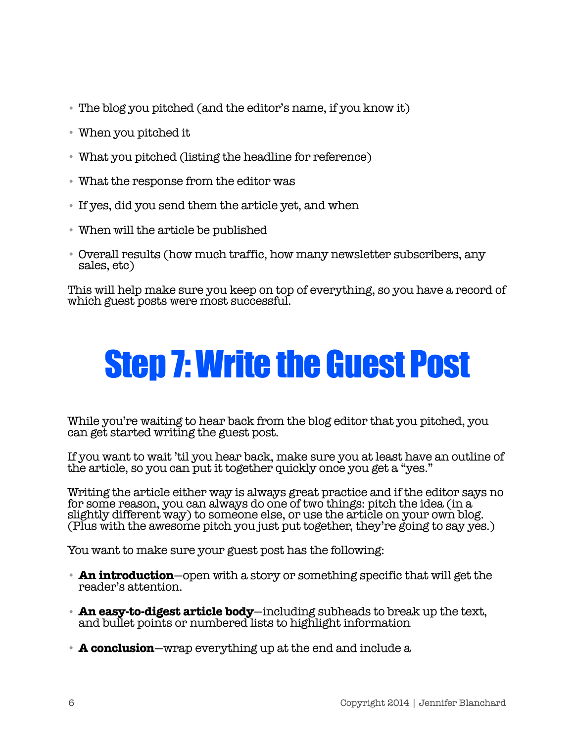- The blog you pitched (and the editor's name, if you know it)
- When you pitched it
- What you pitched (listing the headline for reference)
- What the response from the editor was
- If yes, did you send them the article yet, and when
- When will the article be published
- Overall results (how much traffic, how many newsletter subscribers, any sales, etc)

This will help make sure you keep on top of everything, so you have a record of which guest posts were most successful.

# Step 7: Write the Guest Post

While you're waiting to hear back from the blog editor that you pitched, you can get started writing the guest post.

If you want to wait 'til you hear back, make sure you at least have an outline of the article, so you can put it together quickly once you get a "yes."

Writing the article either way is always great practice and if the editor says no for some reason, you can always do one of two things: pitch the idea (in a slightly different way) to someone else, or use the article on your own blog. (Plus with the awesome pitch you just put together, they're going to say yes.)

You want to make sure your guest post has the following:

- **An introduction**—open with a story or something specific that will get the reader's attention.
- **An easy-to-digest article body**—including subheads to break up the text, and bullet points or numbered lists to highlight information
- **A conclusion**—wrap everything up at the end and include a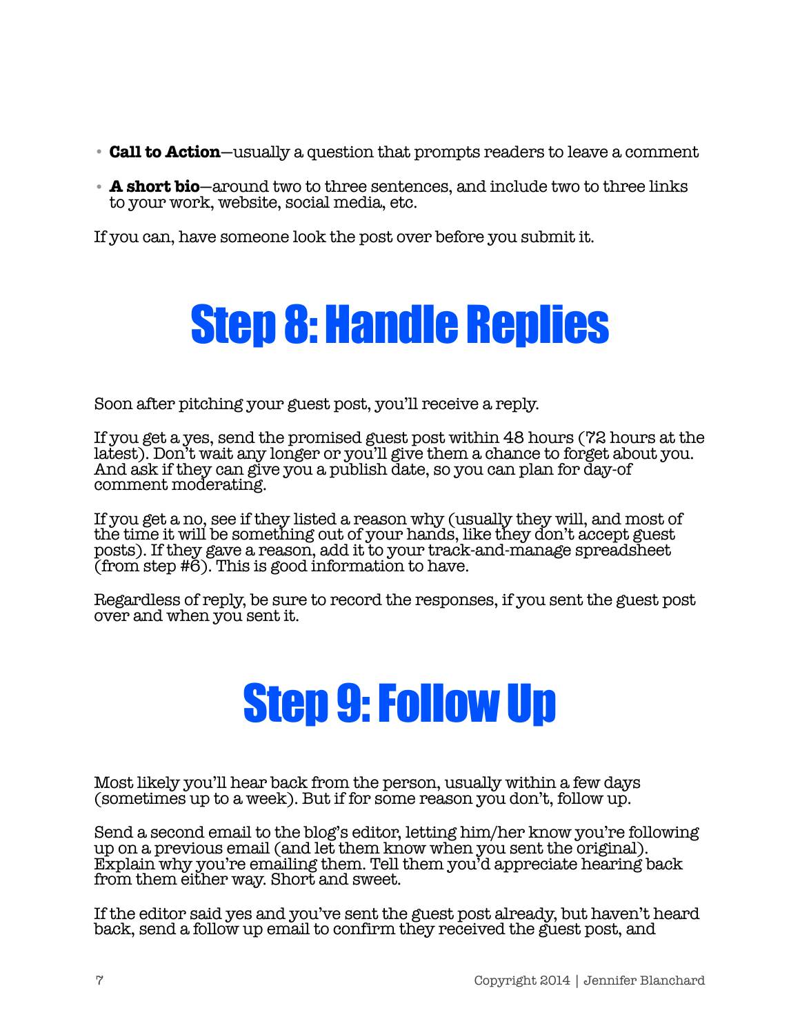- **Call to Action**—usually a question that prompts readers to leave a comment
- **A short bio**—around two to three sentences, and include two to three links to your work, website, social media, etc.

If you can, have someone look the post over before you submit it.

# Step 8: Handle Replies

Soon after pitching your guest post, you'll receive a reply.

If you get a yes, send the promised guest post within 48 hours (72 hours at the latest). Don't wait any longer or you'll give them a chance to forget about you. And ask if they can give you a publish date, so you can plan for day-of comment moderating.

If you get a no, see if they listed a reason why (usually they will, and most of the time it will be something out of your hands, like they don't accept guest posts). If they gave a reason, add it to your track-and-manage spreadsheet (from step #6). This is good information to have.

Regardless of reply, be sure to record the responses, if you sent the guest post over and when you sent it.

# Step 9: Follow Up

Most likely you'll hear back from the person, usually within a few days (sometimes up to a week). But if for some reason you don't, follow up.

Send a second email to the blog's editor, letting him/her know you're following up on a previous email (and let them know when you sent the original). Explain why you're emailing them. Tell them you'd appreciate hearing back from them either way. Short and sweet.

If the editor said yes and you've sent the guest post already, but haven't heard back, send a follow up email to confirm they received the guest post, and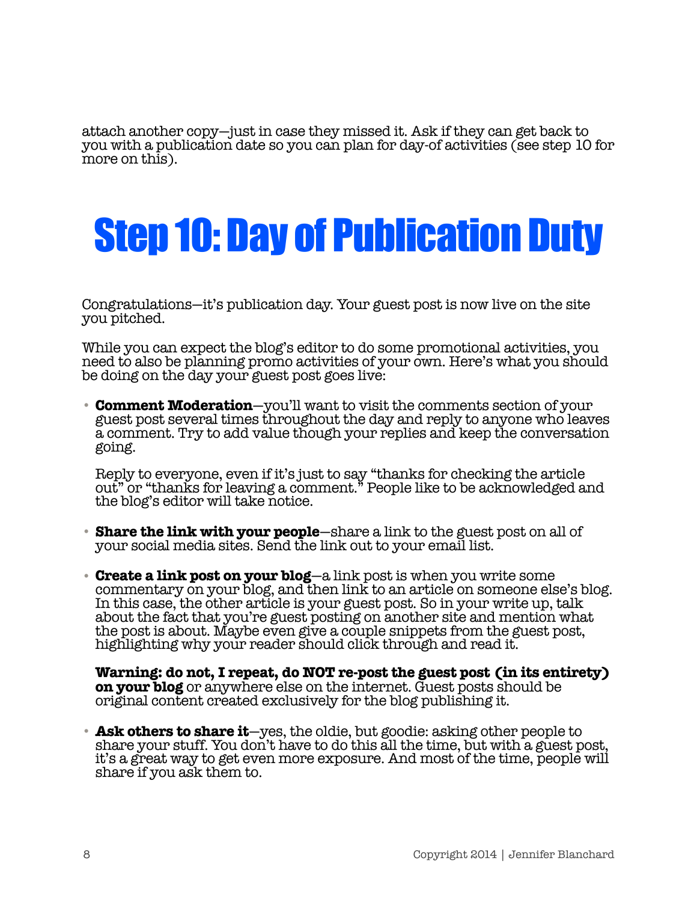attach another copy—just in case they missed it. Ask if they can get back to you with a publication date so you can plan for day-of activities (see step 10 for more on this).

# Step 10: Day of Publication Duty

Congratulations—it's publication day. Your guest post is now live on the site you pitched.

While you can expect the blog's editor to do some promotional activities, you need to also be planning promo activities of your own. Here's what you should be doing on the day your guest post goes live:

- **Comment Moderation**—you'll want to visit the comments section of your guest post several times throughout the day and reply to anyone who leaves a comment. Try to add value though your replies and keep the conversation going.

  Reply to everyone, even if it's just to say "thanks for checking the article out" or "thanks for leaving a comment." People like to be acknowledged and the blog's editor will take notice.

- **Share the link with your people**—share a link to the guest post on all of your social media sites. Send the link out to your email list.

- **Create a link post on your blog**—a link post is when you write some commentary on your blog, and then link to an article on someone else's blog. In this case, the other article is your guest post. So in your write up, talk about the fact that you're guest posting on another site and mention what the post is about. Maybe even give a couple snippets from the guest post, highlighting why your reader should click through and read it.

  **Warning: do not, I repeat, do NOT re-post the guest post (in its entirety) on your blog** or anywhere else on the internet. Guest posts should be original content created exclusively for the blog publishing it.

- **Ask others to share it**—yes, the oldie, but goodie: asking other people to share your stuff. You don't have to do this all the time, but with a guest post, it's a great way to get even more exposure. And most of the time, people will share if you ask them to.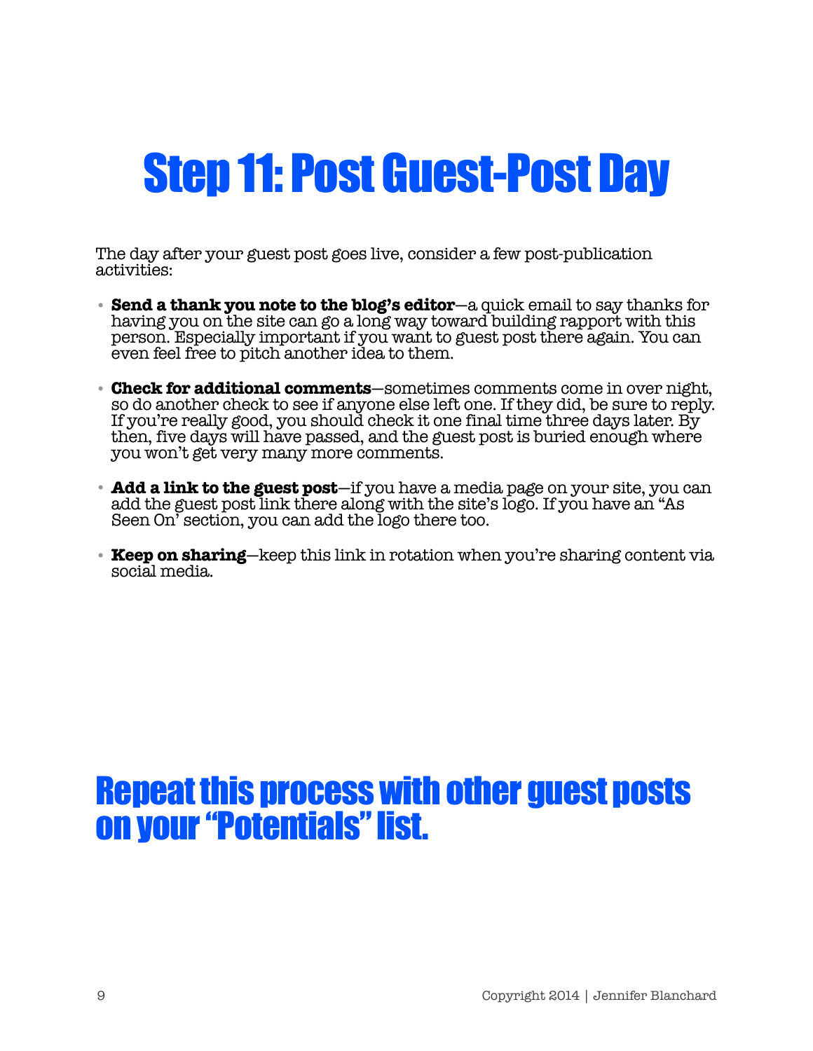# Step 11: Post Guest-Post Day

The day after your guest post goes live, consider a few post-publication activities:

- **Send a thank you note to the blog's editor**—a quick email to say thanks for having you on the site can go a long way toward building rapport with this person. Especially important if you want to guest post there again. You can even feel free to pitch another idea to them.
- **Check for additional comments**—sometimes comments come in over night, so do another check to see if anyone else left one. If they did, be sure to reply. If you're really good, you should check it one final time three days later. By then, five days will have passed, and the guest post is buried enough where you won't get very many more comments.
- **Add a link to the guest post**—if you have a media page on your site, you can add the guest post link there along with the site's logo. If you have an "As Seen On' section, you can add the logo there too.
- **Keep on sharing**—keep this link in rotation when you're sharing content via social media.

## Repeat this process with other guest posts on your "Potentials" list.

Copyright 2014 | Jennifer Blanchard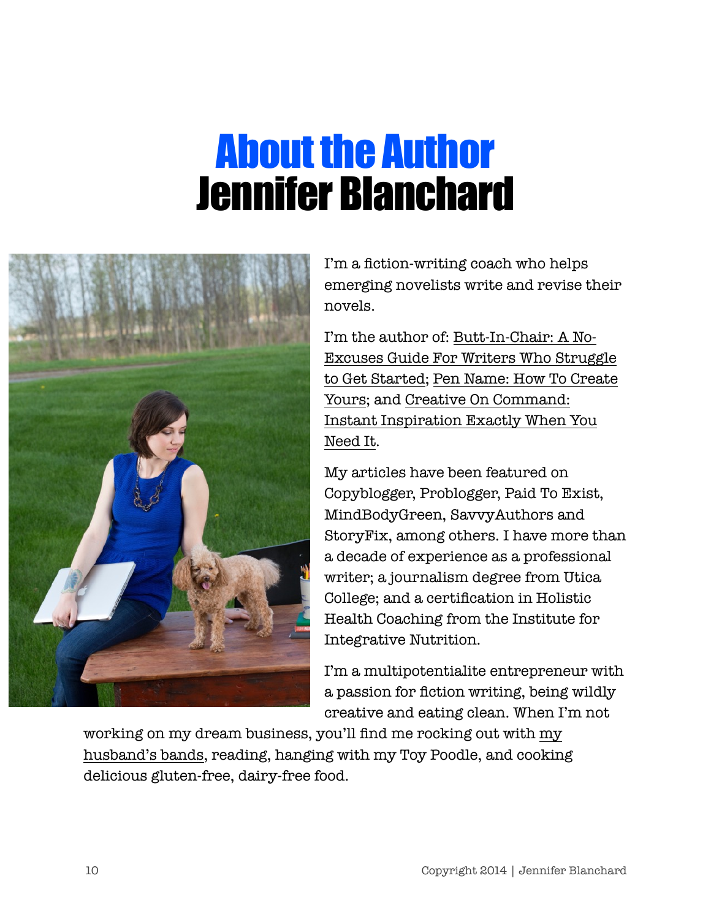# About the Author
# Jennifer Blanchard

I'm a fiction-writing coach who helps emerging novelists write and revise their novels.

I'm the author of: Butt-In-Chair: A No-Excuses Guide For Writers Who Struggle to Get Started; Pen Name: How To Create Yours; and Creative On Command: Instant Inspiration Exactly When You Need It.

My articles have been featured on Copyblogger, Problogger, Paid To Exist, MindBodyGreen, SavvyAuthors and StoryFix, among others. I have more than a decade of experience as a professional writer; a journalism degree from Utica College; and a certification in Holistic Health Coaching from the Institute for Integrative Nutrition.

I'm a multipotentialite entrepreneur with a passion for fiction writing, being wildly creative and eating clean. When I'm not working on my dream business, you'll find me rocking out with my husband's bands, reading, hanging with my Toy Poodle, and cooking delicious gluten-free, dairy-free food.

Copyright 2014 | Jennifer Blanchard